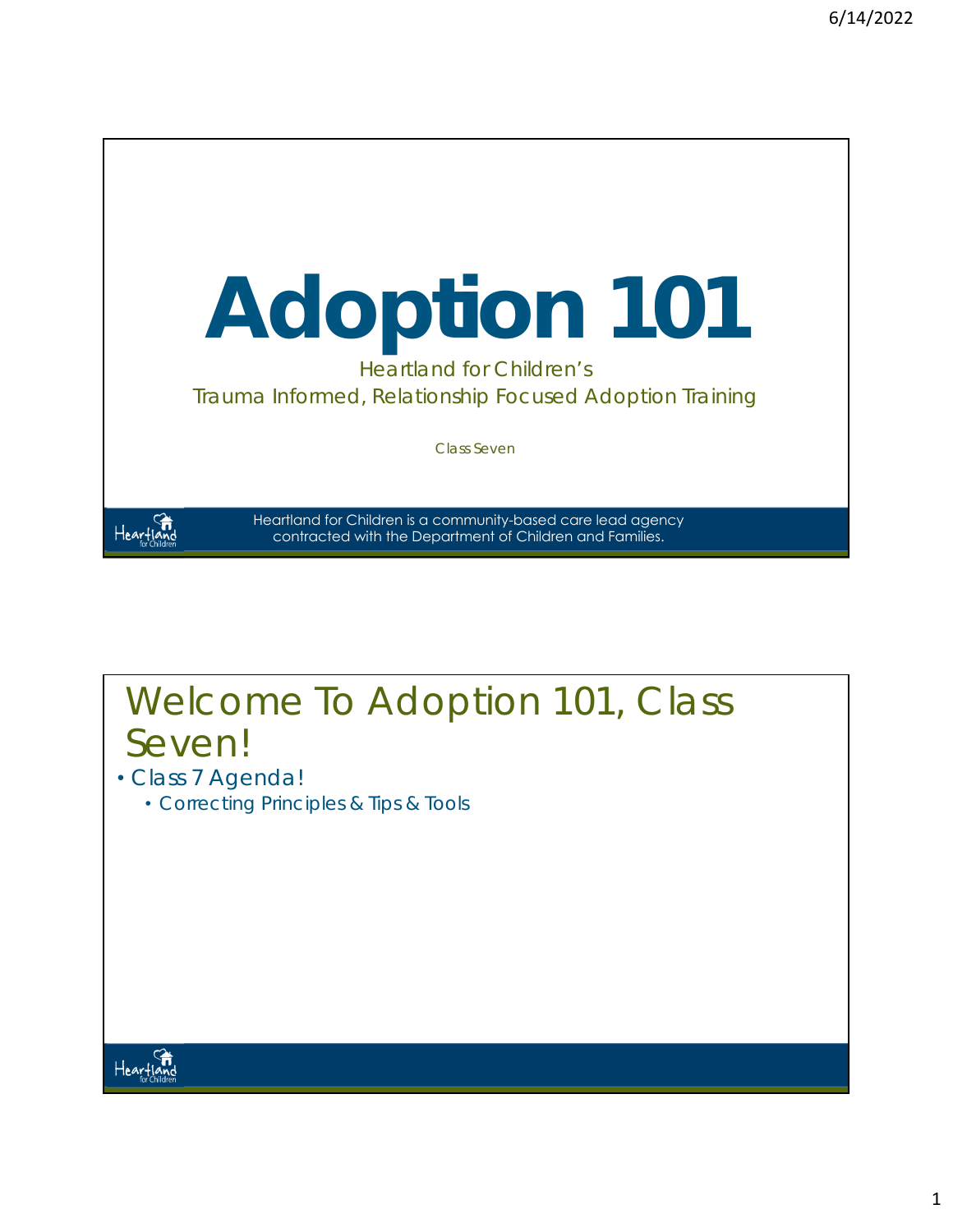# Adoption 101

Heartland for Children's

Trauma Informed, Relationship Focused Adoption Training

Class Seven

Heartland for Children is a community-based care lead agency contracted with the Department of Children and Families.

## Welcome To Adoption 101, Class Seven!

- Class 7 Agenda!
  - Correcting Principles & Tips & Tools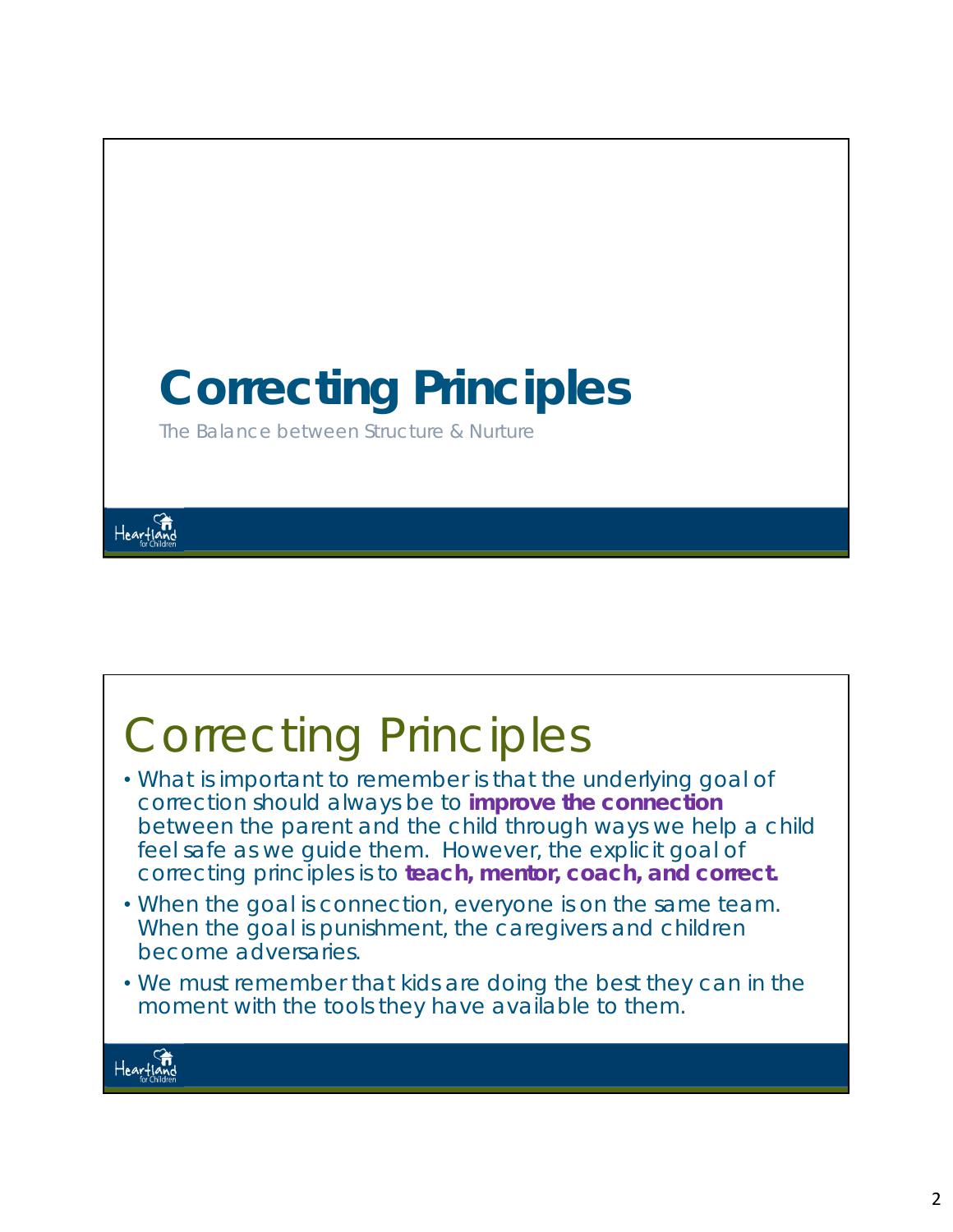# Correcting Principles

The Balance between Structure & Nurture

## Correcting Principles

- What is important to remember is that the underlying goal of correction should always be to **improve the connection** between the parent and the child through ways we help a child feel safe as we guide them. However, the explicit goal of correcting principles is to **teach, mentor, coach, and correct.**
- When the goal is connection, everyone is on the same team. When the goal is punishment, the caregivers and children become adversaries.
- We must remember that kids are doing the best they can in the moment with the tools they have available to them.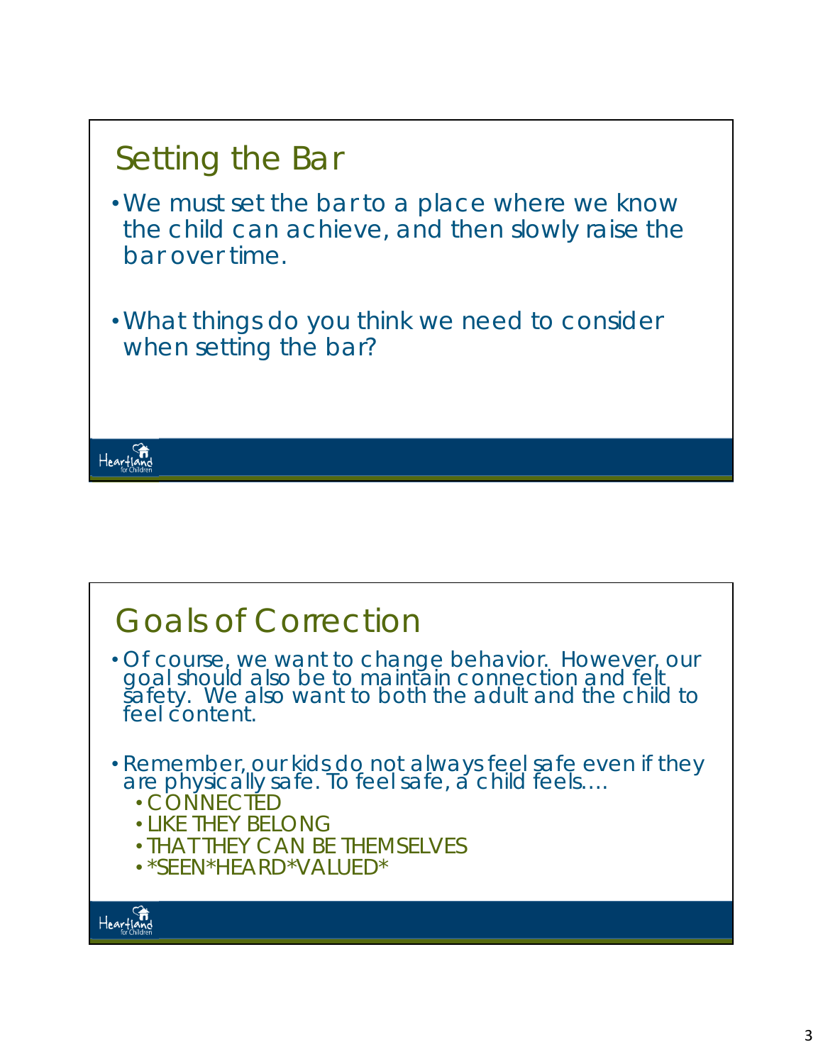## Setting the Bar

- We must set the bar to a place where we know the child can achieve, and then slowly raise the bar over time.
- What things do you think we need to consider when setting the bar?

## Goals of Correction

- Of course, we want to change behavior. However, our goal should also be to maintain connection and felt safety. We also want to both the adult and the child to feel content.
- Remember, our kids do not always feel safe even if they are physically safe. To feel safe, a child feels….
  - CONNECTED
  - LIKE THEY BELONG
  - THAT THEY CAN BE THEMSELVES
  - *SEEN*HEARD*VALUED*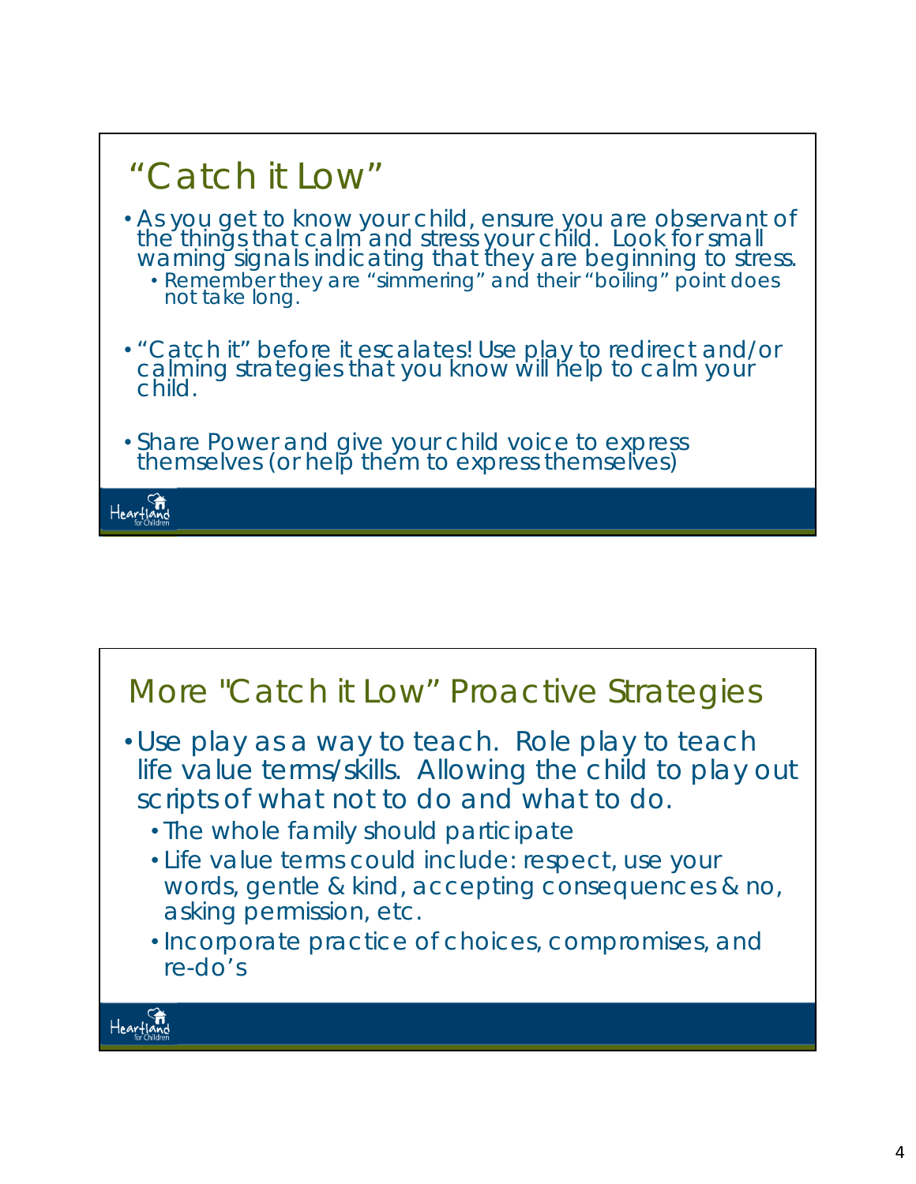## "Catch it Low"

- As you get to know your child, ensure you are observant of the things that calm and stress your child. Look for small warning signals indicating that they are beginning to stress.
  - Remember they are "simmering" and their "boiling" point does not take long.
- "Catch it" before it escalates! Use play to redirect and/or calming strategies that you know will help to calm your child.
- Share Power and give your child voice to express themselves (or help them to express themselves)

Heartland for Children

## More "Catch it Low" Proactive Strategies

- Use play as a way to teach. Role play to teach life value terms/skills. Allowing the child to play out scripts of what not to do and what to do.
  - The whole family should participate
  - Life value terms could include: respect, use your words, gentle & kind, accepting consequences & no, asking permission, etc.
  - Incorporate practice of choices, compromises, and re-do's

Heartland for Children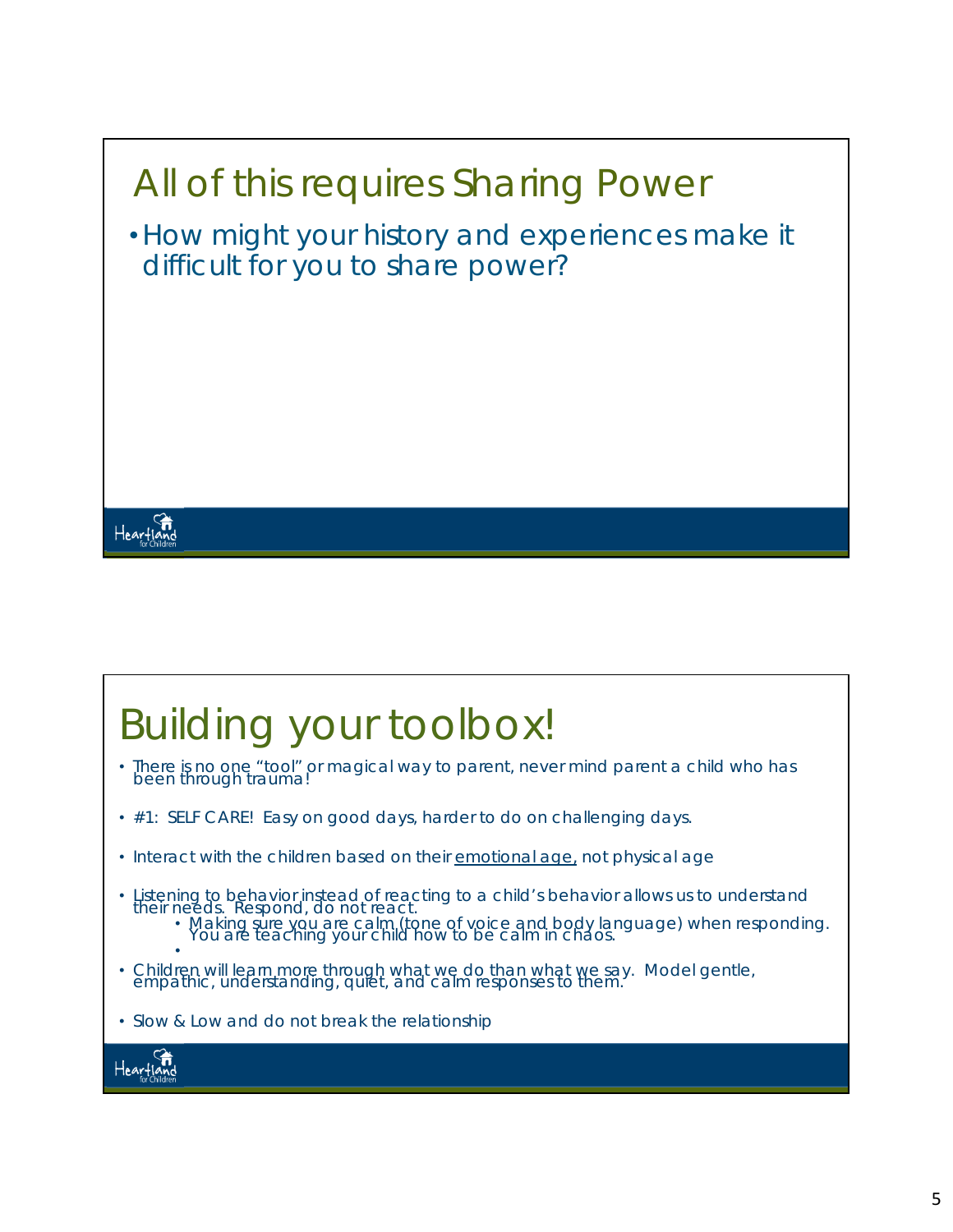## All of this requires Sharing Power

- How might your history and experiences make it difficult for you to share power?

## Building your toolbox!

- There is no one "tool" or magical way to parent, never mind parent a child who has been through trauma!
- #1: SELF CARE! Easy on good days, harder to do on challenging days.
- Interact with the children based on their emotional age, not physical age
- Listening to behavior instead of reacting to a child's behavior allows us to understand their needs. Respond, do not react.
  - Making sure you are calm (tone of voice and body language) when responding. You are teaching your child how to be calm in chaos.
- Children will learn more through what we do than what we say. Model gentle, empathic, understanding, quiet, and calm responses to them.
- Slow & Low and do not break the relationship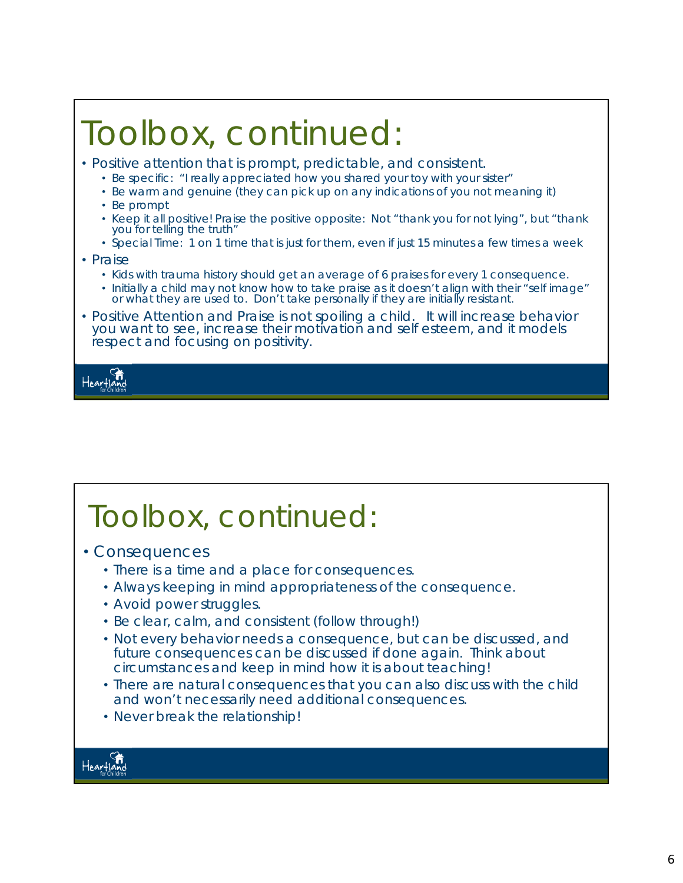# Toolbox, continued:

- Positive attention that is prompt, predictable, and consistent.
  - Be specific: "I really appreciated how you shared your toy with your sister"
  - Be warm and genuine (they can pick up on any indications of you not meaning it)
  - Be prompt
  - Keep it all positive! Praise the positive opposite: Not "thank you for not lying", but "thank you for telling the truth"
  - Special Time: 1 on 1 time that is just for them, even if just 15 minutes a few times a week
- Praise
  - Kids with trauma history should get an average of 6 praises for every 1 consequence.
  - Initially a child may not know how to take praise as it doesn't align with their "self image" or what they are used to. Don't take personally if they are initially resistant.
- Positive Attention and Praise is not spoiling a child. It will increase behavior you want to see, increase their motivation and self esteem, and it models respect and focusing on positivity.

Heartland for Children

# Toolbox, continued:

- Consequences
  - There is a time and a place for consequences.
  - Always keeping in mind appropriateness of the consequence.
  - Avoid power struggles.
  - Be clear, calm, and consistent (follow through!)
  - Not every behavior needs a consequence, but can be discussed, and future consequences can be discussed if done again. Think about circumstances and keep in mind how it is about teaching!
  - There are natural consequences that you can also discuss with the child and won't necessarily need additional consequences.
  - Never break the relationship!

Heartland for Children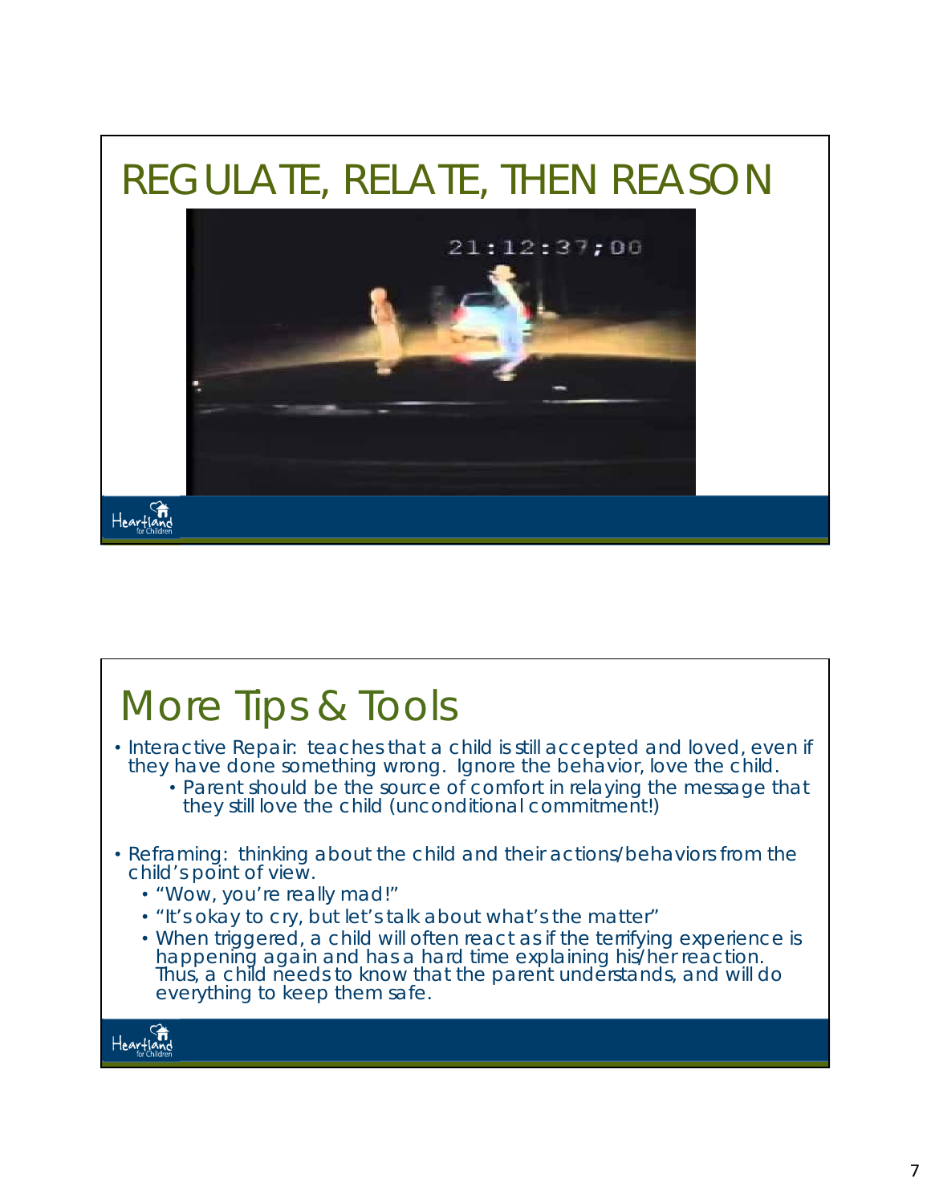# REGULATE, RELATE, THEN REASON

# More Tips & Tools

- Interactive Repair: teaches that a child is still accepted and loved, even if they have done something wrong. Ignore the behavior, love the child.
  - Parent should be the source of comfort in relaying the message that they still love the child (unconditional commitment!)

- Reframing: thinking about the child and their actions/behaviors from the child's point of view.
  - "Wow, you're really mad!"
  - "It's okay to cry, but let's talk about what's the matter"
  - When triggered, a child will often react as if the terrifying experience is happening again and has a hard time explaining his/her reaction. Thus, a child needs to know that the parent understands, and will do everything to keep them safe.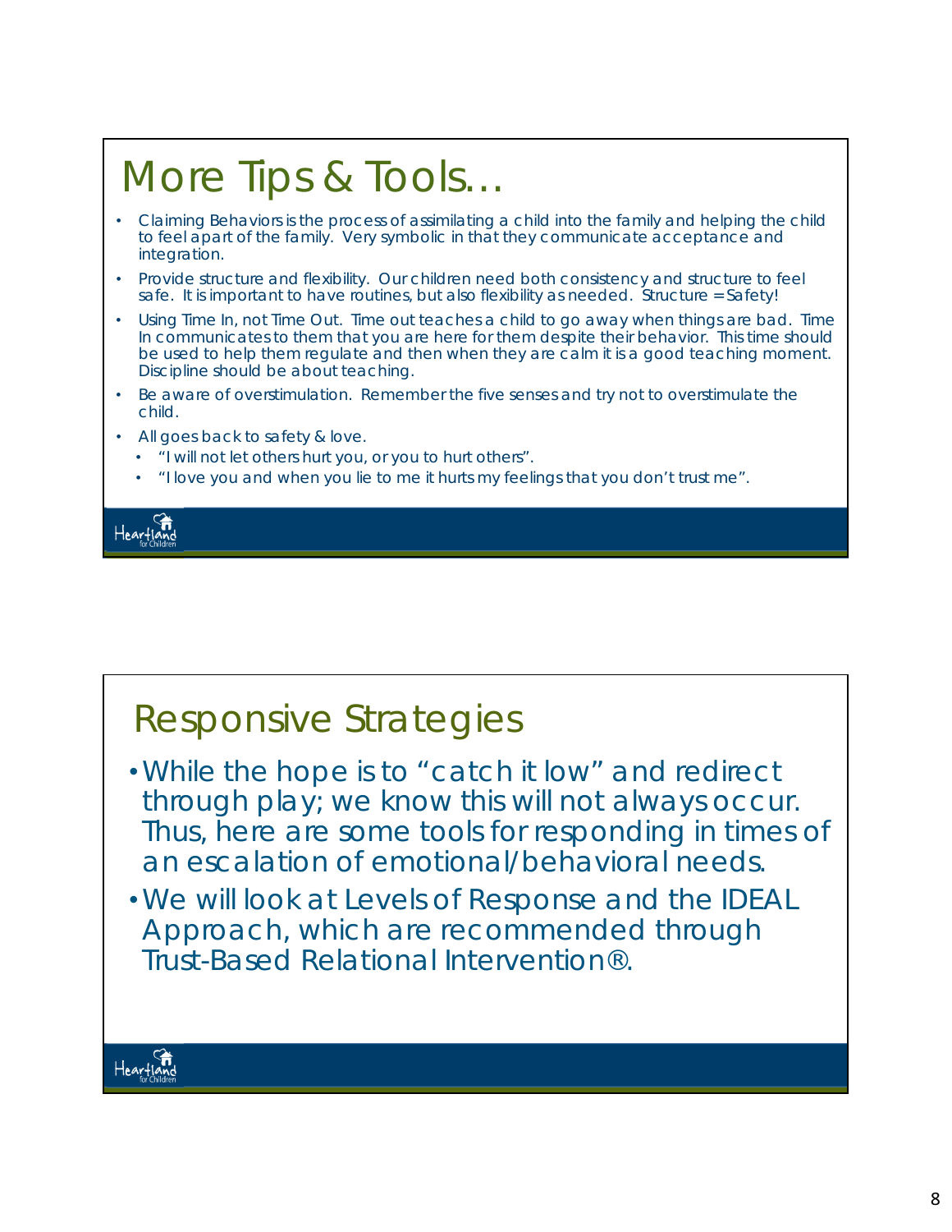# More Tips & Tools…

- Claiming Behaviors is the process of assimilating a child into the family and helping the child to feel apart of the family. Very symbolic in that they communicate acceptance and integration.
- Provide structure and flexibility. Our children need both consistency and structure to feel safe. It is important to have routines, but also flexibility as needed. Structure = Safety!
- Using Time In, not Time Out. Time out teaches a child to go away when things are bad. Time In communicates to them that you are here for them despite their behavior. This time should be used to help them regulate and then when they are calm it is a good teaching moment. Discipline should be about teaching.
- Be aware of overstimulation. Remember the five senses and try not to overstimulate the child.
- All goes back to safety & love.
  - "I will not let others hurt you, or you to hurt others".
  - "I love you and when you lie to me it hurts my feelings that you don't trust me".

Heartland for Children

# Responsive Strategies

- While the hope is to "catch it low" and redirect through play; we know this will not always occur. Thus, here are some tools for responding in times of an escalation of emotional/behavioral needs.
- We will look at Levels of Response and the IDEAL Approach, which are recommended through Trust-Based Relational Intervention®.

Heartland for Children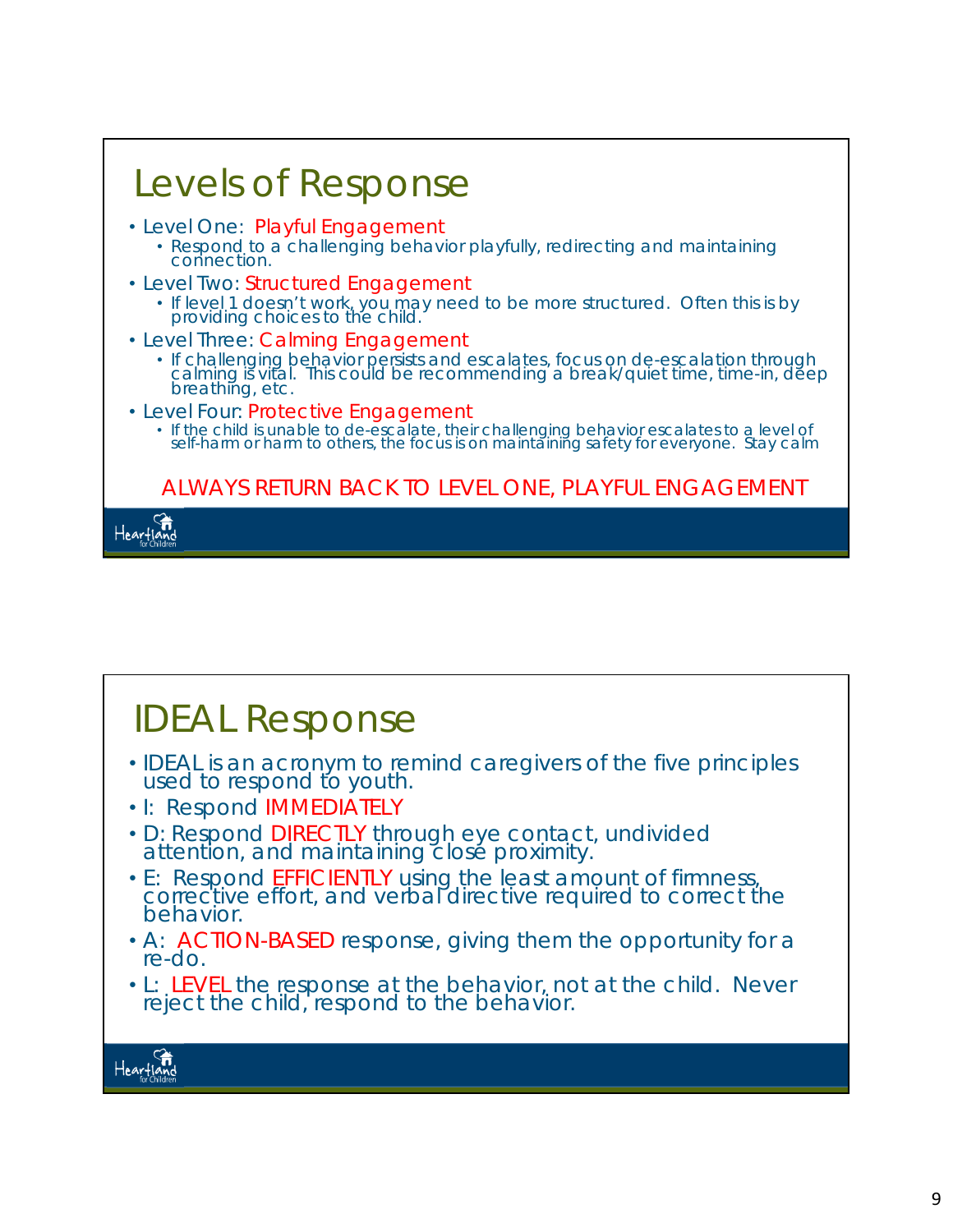## Levels of Response

- Level One: Playful Engagement
  - Respond to a challenging behavior playfully, redirecting and maintaining connection.
- Level Two: Structured Engagement
  - If level 1 doesn't work, you may need to be more structured. Often this is by providing choices to the child.
- Level Three: Calming Engagement
  - If challenging behavior persists and escalates, focus on de-escalation through calming is vital. This could be recommending a break/quiet time, time-in, deep breathing, etc.
- Level Four: Protective Engagement
  - If the child is unable to de-escalate, their challenging behavior escalates to a level of self-harm or harm to others, the focus is on maintaining safety for everyone. Stay calm

ALWAYS RETURN BACK TO LEVEL ONE, PLAYFUL ENGAGEMENT

## IDEAL Response

- IDEAL is an acronym to remind caregivers of the five principles used to respond to youth.
- I: Respond IMMEDIATELY
- D: Respond DIRECTLY through eye contact, undivided attention, and maintaining close proximity.
- E: Respond EFFICIENTLY using the least amount of firmness, corrective effort, and verbal directive required to correct the behavior.
- A: ACTION-BASED response, giving them the opportunity for a re-do.
- L: LEVEL the response at the behavior, not at the child. Never reject the child, respond to the behavior.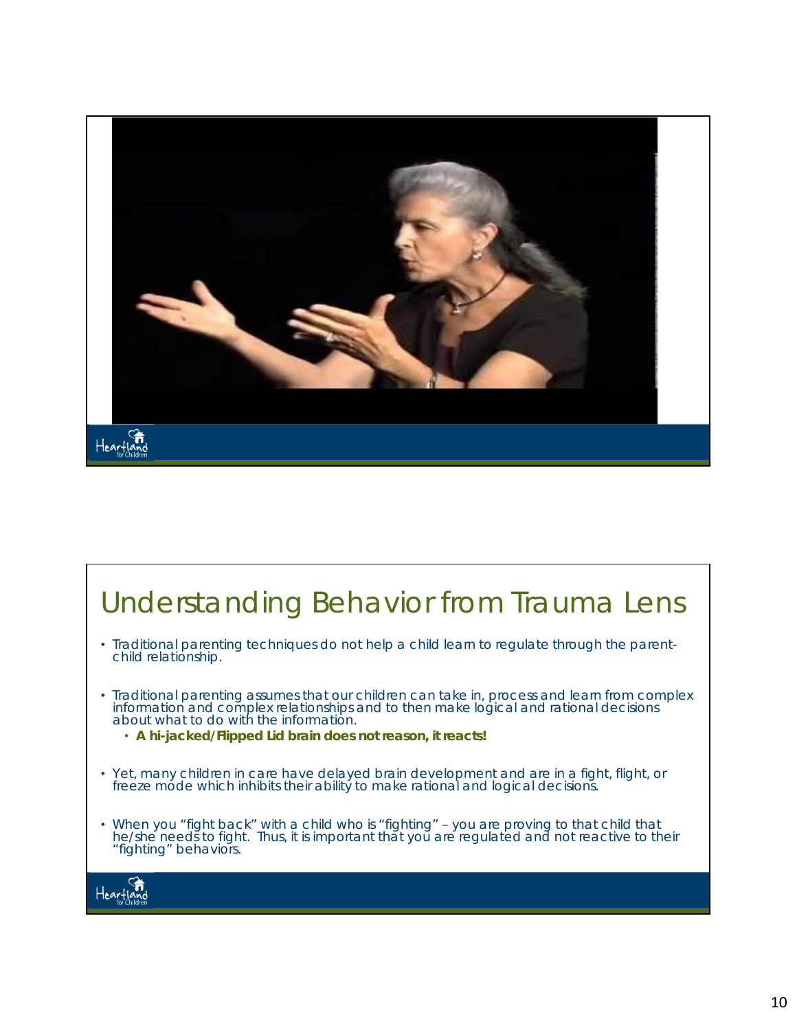# Understanding Behavior from Trauma Lens

- Traditional parenting techniques do not help a child learn to regulate through the parent-child relationship.
- Traditional parenting assumes that our children can take in, process and learn from complex information and complex relationships and to then make logical and rational decisions about what to do with the information.
  - **A hi-jacked/Flipped Lid brain does not reason, it reacts!**
- Yet, many children in care have delayed brain development and are in a fight, flight, or freeze mode which inhibits their ability to make rational and logical decisions.
- When you "fight back" with a child who is "fighting" – you are proving to that child that he/she needs to fight. Thus, it is important that you are regulated and not reactive to their "fighting" behaviors.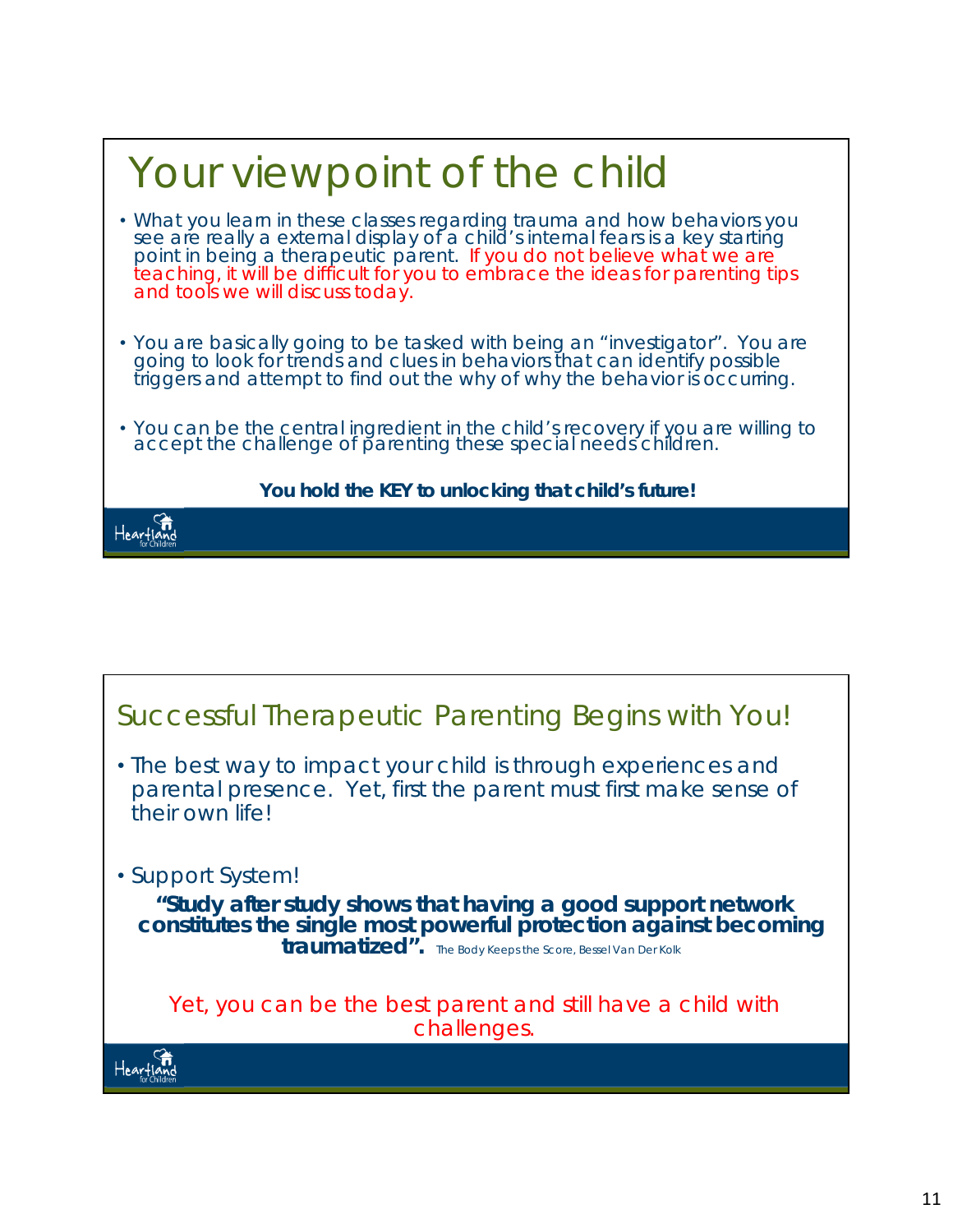# Your viewpoint of the child

- What you learn in these classes regarding trauma and how behaviors you see are really a external display of a child's internal fears is a key starting point in being a therapeutic parent. If you do not believe what we are teaching, it will be difficult for you to embrace the ideas for parenting tips and tools we will discuss today.
- You are basically going to be tasked with being an "investigator". You are going to look for trends and clues in behaviors that can identify possible triggers and attempt to find out the why of why the behavior is occurring.
- You can be the central ingredient in the child's recovery if you are willing to accept the challenge of parenting these special needs children.

**You hold the KEY to unlocking that child's future!**

Heartland for Children

# Successful Therapeutic Parenting Begins with You!

- The best way to impact your child is through experiences and parental presence. Yet, first the parent must first make sense of their own life!
- Support System!

**"Study after study shows that having a good support network constitutes the single most powerful protection against becoming traumatized".** The Body Keeps the Score, Bessel Van Der Kolk

Yet, you can be the best parent and still have a child with challenges.

Heartland for Children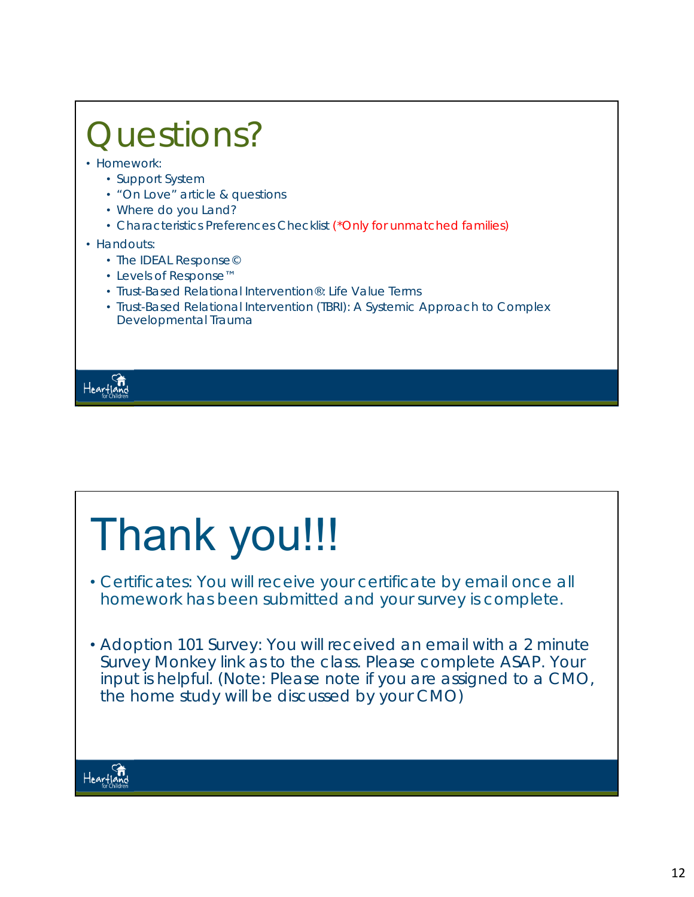# Questions?

- Homework:
  - Support System
  - "On Love" article & questions
  - Where do you Land?
  - Characteristics Preferences Checklist (*Only for unmatched families)
- Handouts:
  - The IDEAL Response©
  - Levels of Response™
  - Trust-Based Relational Intervention®: Life Value Terms
  - Trust-Based Relational Intervention (TBRI): A Systemic Approach to Complex Developmental Trauma

Heartland for Children

# Thank you!!!

- Certificates: You will receive your certificate by email once all homework has been submitted and your survey is complete.
- Adoption 101 Survey: You will received an email with a 2 minute Survey Monkey link as to the class. Please complete ASAP. Your input is helpful. (Note: Please note if you are assigned to a CMO, the home study will be discussed by your CMO)

Heartland for Children